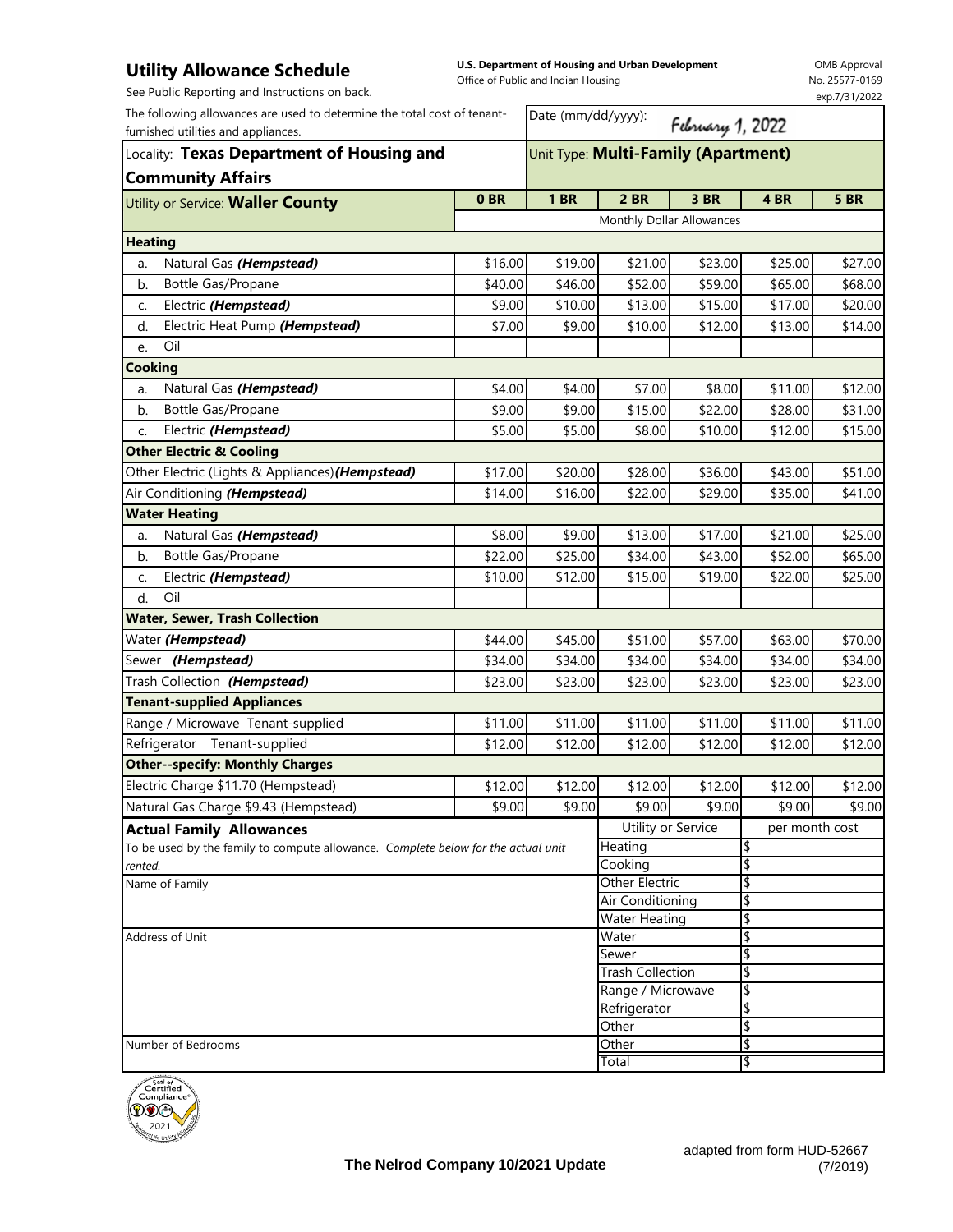# Utility Allowance Schedule

**U.S. Department of Housing and Urban Development**
Office of Public and Indian Housing

OMB Approval No. 25577-0169 exp.7/31/2022

See Public Reporting and Instructions on back.

The following allowances are used to determine the total cost of tenant-furnished utilities and appliances.

Date (mm/dd/yyyy): February 1, 2022

Locality: **Texas Department of Housing and Community Affairs**

Unit Type: **Multi-Family (Apartment)**

| Utility or Service: **Waller County** | 0 BR | 1 BR | 2 BR | 3 BR | 4 BR | 5 BR |
|---|---|---|---|---|---|---|
| | Monthly Dollar Allowances | | | | | |
| **Heating** | | | | | | |
| a. Natural Gas ***(Hempstead)*** | $16.00 | $19.00 | $21.00 | $23.00 | $25.00 | $27.00 |
| b. Bottle Gas/Propane | $40.00 | $46.00 | $52.00 | $59.00 | $65.00 | $68.00 |
| c. Electric ***(Hempstead)*** | $9.00 | $10.00 | $13.00 | $15.00 | $17.00 | $20.00 |
| d. Electric Heat Pump ***(Hempstead)*** | $7.00 | $9.00 | $10.00 | $12.00 | $13.00 | $14.00 |
| e. Oil | | | | | | |
| **Cooking** | | | | | | |
| a. Natural Gas ***(Hempstead)*** | $4.00 | $4.00 | $7.00 | $8.00 | $11.00 | $12.00 |
| b. Bottle Gas/Propane | $9.00 | $9.00 | $15.00 | $22.00 | $28.00 | $31.00 |
| c. Electric ***(Hempstead)*** | $5.00 | $5.00 | $8.00 | $10.00 | $12.00 | $15.00 |
| **Other Electric & Cooling** | | | | | | |
| Other Electric (Lights & Appliances) ***(Hempstead)*** | $17.00 | $20.00 | $28.00 | $36.00 | $43.00 | $51.00 |
| Air Conditioning ***(Hempstead)*** | $14.00 | $16.00 | $22.00 | $29.00 | $35.00 | $41.00 |
| **Water Heating** | | | | | | |
| a. Natural Gas ***(Hempstead)*** | $8.00 | $9.00 | $13.00 | $17.00 | $21.00 | $25.00 |
| b. Bottle Gas/Propane | $22.00 | $25.00 | $34.00 | $43.00 | $52.00 | $65.00 |
| c. Electric ***(Hempstead)*** | $10.00 | $12.00 | $15.00 | $19.00 | $22.00 | $25.00 |
| d. Oil | | | | | | |
| **Water, Sewer, Trash Collection** | | | | | | |
| Water ***(Hempstead)*** | $44.00 | $45.00 | $51.00 | $57.00 | $63.00 | $70.00 |
| Sewer ***(Hempstead)*** | $34.00 | $34.00 | $34.00 | $34.00 | $34.00 | $34.00 |
| Trash Collection ***(Hempstead)*** | $23.00 | $23.00 | $23.00 | $23.00 | $23.00 | $23.00 |
| **Tenant-supplied Appliances** | | | | | | |
| Range / Microwave Tenant-supplied | $11.00 | $11.00 | $11.00 | $11.00 | $11.00 | $11.00 |
| Refrigerator Tenant-supplied | $12.00 | $12.00 | $12.00 | $12.00 | $12.00 | $12.00 |
| **Other--specify: Monthly Charges** | | | | | | |
| Electric Charge $11.70 (Hempstead) | $12.00 | $12.00 | $12.00 | $12.00 | $12.00 | $12.00 |
| Natural Gas Charge $9.43 (Hempstead) | $9.00 | $9.00 | $9.00 | $9.00 | $9.00 | $9.00 |

**Actual Family Allowances**

To be used by the family to compute allowance. *Complete below for the actual unit rented.*

Name of Family

Address of Unit

Number of Bedrooms

| Utility or Service | per month cost |
|---|---|
| Heating | $ |
| Cooking | $ |
| Other Electric | $ |
| Air Conditioning | $ |
| Water Heating | $ |
| Water | $ |
| Sewer | $ |
| Trash Collection | $ |
| Range / Microwave | $ |
| Refrigerator | $ |
| Other | $ |
| Other | $ |
| Total | $ |

**The Nelrod Company 10/2021 Update**

adapted from form HUD-52667 (7/2019)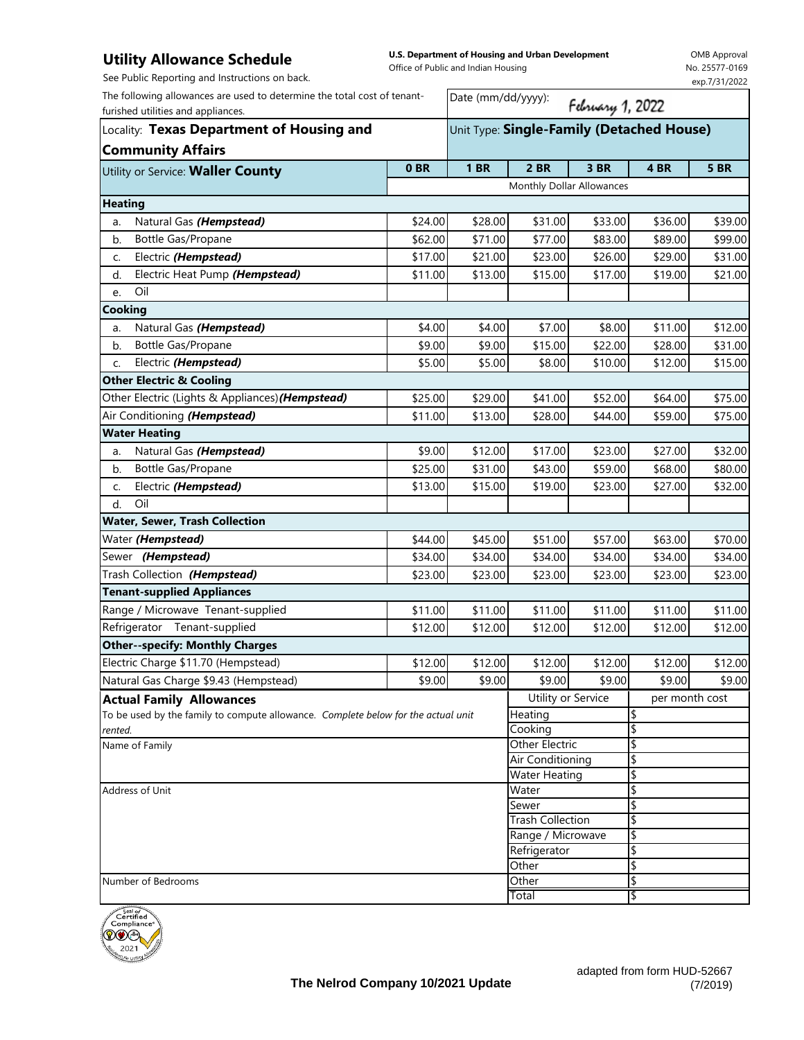# Utility Allowance Schedule

See Public Reporting and Instructions on back.

**U.S. Department of Housing and Urban Development**
Office of Public and Indian Housing

OMB Approval
No. 25577-0169
exp.7/31/2022

The following allowances are used to determine the total cost of tenant-furnished utilities and appliances.

Date (mm/dd/yyyy): February 1, 2022

Locality: **Texas Department of Housing and Community Affairs**

Unit Type: **Single-Family (Detached House)**

| Utility or Service: **Waller County** | 0 BR | 1 BR | 2 BR | 3 BR | 4 BR | 5 BR |
|---|---|---|---|---|---|---|
| | Monthly Dollar Allowances | | | | | |
| **Heating** | | | | | | |
| a. Natural Gas ***(Hempstead)*** | $24.00 | $28.00 | $31.00 | $33.00 | $36.00 | $39.00 |
| b. Bottle Gas/Propane | $62.00 | $71.00 | $77.00 | $83.00 | $89.00 | $99.00 |
| c. Electric ***(Hempstead)*** | $17.00 | $21.00 | $23.00 | $26.00 | $29.00 | $31.00 |
| d. Electric Heat Pump ***(Hempstead)*** | $11.00 | $13.00 | $15.00 | $17.00 | $19.00 | $21.00 |
| e. Oil | | | | | | |
| **Cooking** | | | | | | |
| a. Natural Gas ***(Hempstead)*** | $4.00 | $4.00 | $7.00 | $8.00 | $11.00 | $12.00 |
| b. Bottle Gas/Propane | $9.00 | $9.00 | $15.00 | $22.00 | $28.00 | $31.00 |
| c. Electric ***(Hempstead)*** | $5.00 | $5.00 | $8.00 | $10.00 | $12.00 | $15.00 |
| **Other Electric & Cooling** | | | | | | |
| Other Electric (Lights & Appliances) ***(Hempstead)*** | $25.00 | $29.00 | $41.00 | $52.00 | $64.00 | $75.00 |
| Air Conditioning ***(Hempstead)*** | $11.00 | $13.00 | $28.00 | $44.00 | $59.00 | $75.00 |
| **Water Heating** | | | | | | |
| a. Natural Gas ***(Hempstead)*** | $9.00 | $12.00 | $17.00 | $23.00 | $27.00 | $32.00 |
| b. Bottle Gas/Propane | $25.00 | $31.00 | $43.00 | $59.00 | $68.00 | $80.00 |
| c. Electric ***(Hempstead)*** | $13.00 | $15.00 | $19.00 | $23.00 | $27.00 | $32.00 |
| d. Oil | | | | | | |
| **Water, Sewer, Trash Collection** | | | | | | |
| Water ***(Hempstead)*** | $44.00 | $45.00 | $51.00 | $57.00 | $63.00 | $70.00 |
| Sewer ***(Hempstead)*** | $34.00 | $34.00 | $34.00 | $34.00 | $34.00 | $34.00 |
| Trash Collection ***(Hempstead)*** | $23.00 | $23.00 | $23.00 | $23.00 | $23.00 | $23.00 |
| **Tenant-supplied Appliances** | | | | | | |
| Range / Microwave Tenant-supplied | $11.00 | $11.00 | $11.00 | $11.00 | $11.00 | $11.00 |
| Refrigerator Tenant-supplied | $12.00 | $12.00 | $12.00 | $12.00 | $12.00 | $12.00 |
| **Other--specify: Monthly Charges** | | | | | | |
| Electric Charge $11.70 (Hempstead) | $12.00 | $12.00 | $12.00 | $12.00 | $12.00 | $12.00 |
| Natural Gas Charge $9.43 (Hempstead) | $9.00 | $9.00 | $9.00 | $9.00 | $9.00 | $9.00 |

**Actual Family Allowances**

To be used by the family to compute allowance. *Complete below for the actual unit rented.*

Name of Family

Address of Unit

Number of Bedrooms

| Utility or Service | per month cost |
|---|---|
| Heating | $ |
| Cooking | $ |
| Other Electric | $ |
| Air Conditioning | $ |
| Water Heating | $ |
| Water | $ |
| Sewer | $ |
| Trash Collection | $ |
| Range / Microwave | $ |
| Refrigerator | $ |
| Other | $ |
| Other | $ |
| Total | $ |

Seal of Certified Compliance 2021

**The Nelrod Company 10/2021 Update**

adapted from form HUD-52667 (7/2019)